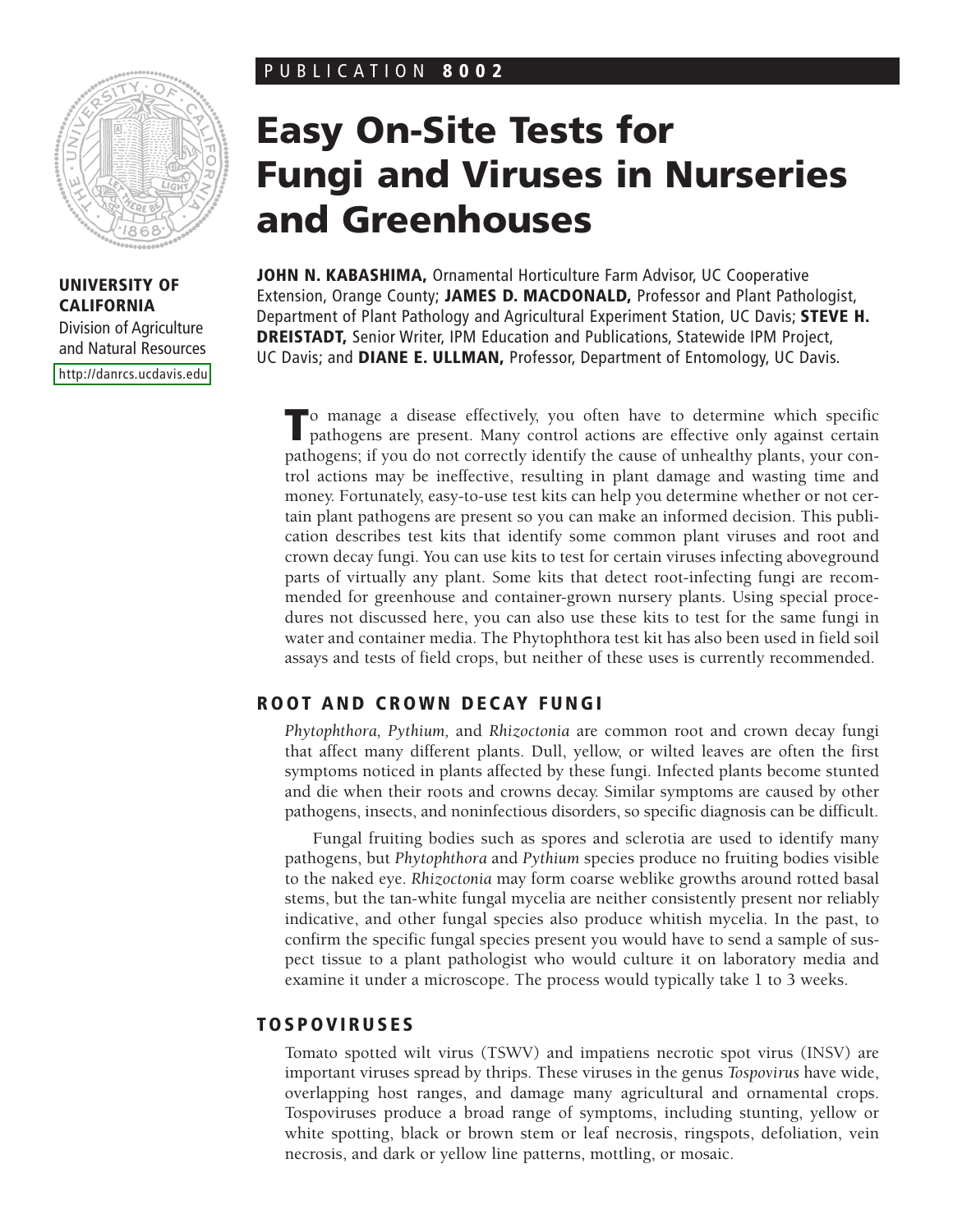PUBLICATION **8002**

**UNIVERSITY OF CALIFORNIA**

Division of Agriculture and Natural Resources

http://danrcs.ucdavis.edu

# Easy On-Site Tests for Fungi and Viruses in Nurseries and Greenhouses

**JOHN N. KABASHIMA,** Ornamental Horticulture Farm Advisor, UC Cooperative Extension, Orange County; **JAMES D. MACDONALD,** Professor and Plant Pathologist, Department of Plant Pathology and Agricultural Experiment Station, UC Davis; **STEVE H. DREISTADT,** Senior Writer, IPM Education and Publications, Statewide IPM Project, UC Davis; and **DIANE E. ULLMAN,** Professor, Department of Entomology, UC Davis.

To manage a disease effectively, you often have to determine which specific pathogens are present. Many control actions are effective only against certain pathogens; if you do not correctly identify the cause of unhealthy plants, your control actions may be ineffective, resulting in plant damage and wasting time and money. Fortunately, easy-to-use test kits can help you determine whether or not certain plant pathogens are present so you can make an informed decision. This publication describes test kits that identify some common plant viruses and root and crown decay fungi. You can use kits to test for certain viruses infecting aboveground parts of virtually any plant. Some kits that detect root-infecting fungi are recommended for greenhouse and container-grown nursery plants. Using special procedures not discussed here, you can also use these kits to test for the same fungi in water and container media. The Phytophthora test kit has also been used in field soil assays and tests of field crops, but neither of these uses is currently recommended.

## ROOT AND CROWN DECAY FUNGI

*Phytophthora, Pythium,* and *Rhizoctonia* are common root and crown decay fungi that affect many different plants. Dull, yellow, or wilted leaves are often the first symptoms noticed in plants affected by these fungi. Infected plants become stunted and die when their roots and crowns decay. Similar symptoms are caused by other pathogens, insects, and noninfectious disorders, so specific diagnosis can be difficult.

Fungal fruiting bodies such as spores and sclerotia are used to identify many pathogens, but *Phytophthora* and *Pythium* species produce no fruiting bodies visible to the naked eye. *Rhizoctonia* may form coarse weblike growths around rotted basal stems, but the tan-white fungal mycelia are neither consistently present nor reliably indicative, and other fungal species also produce whitish mycelia. In the past, to confirm the specific fungal species present you would have to send a sample of suspect tissue to a plant pathologist who would culture it on laboratory media and examine it under a microscope. The process would typically take 1 to 3 weeks.

## TOSPOVIRUSES

Tomato spotted wilt virus (TSWV) and impatiens necrotic spot virus (INSV) are important viruses spread by thrips. These viruses in the genus *Tospovirus* have wide, overlapping host ranges, and damage many agricultural and ornamental crops. Tospoviruses produce a broad range of symptoms, including stunting, yellow or white spotting, black or brown stem or leaf necrosis, ringspots, defoliation, vein necrosis, and dark or yellow line patterns, mottling, or mosaic.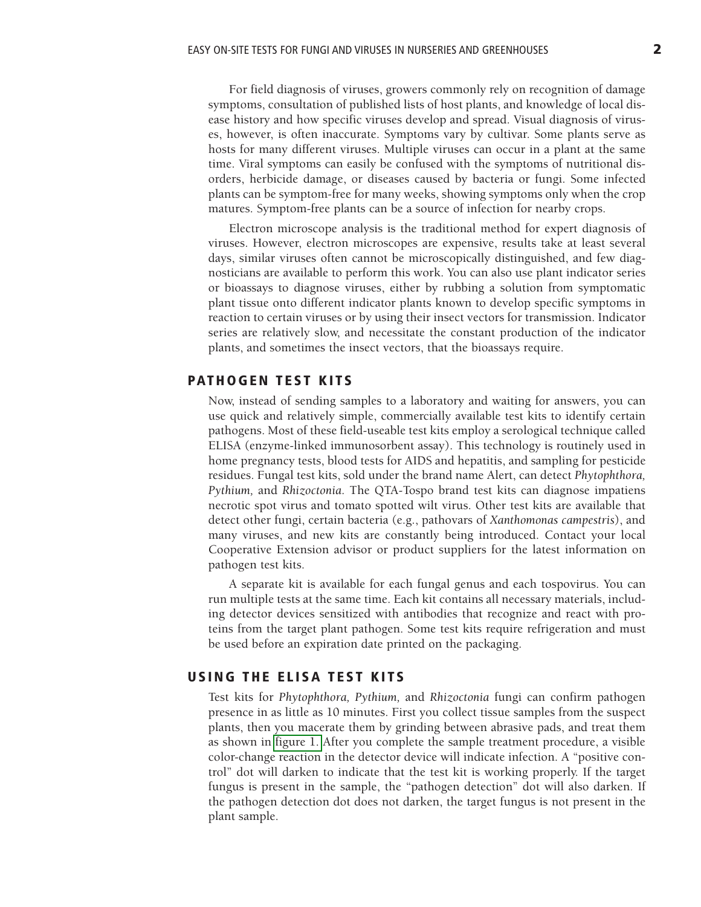For field diagnosis of viruses, growers commonly rely on recognition of damage symptoms, consultation of published lists of host plants, and knowledge of local disease history and how specific viruses develop and spread. Visual diagnosis of viruses, however, is often inaccurate. Symptoms vary by cultivar. Some plants serve as hosts for many different viruses. Multiple viruses can occur in a plant at the same time. Viral symptoms can easily be confused with the symptoms of nutritional disorders, herbicide damage, or diseases caused by bacteria or fungi. Some infected plants can be symptom-free for many weeks, showing symptoms only when the crop matures. Symptom-free plants can be a source of infection for nearby crops.

Electron microscope analysis is the traditional method for expert diagnosis of viruses. However, electron microscopes are expensive, results take at least several days, similar viruses often cannot be microscopically distinguished, and few diagnosticians are available to perform this work. You can also use plant indicator series or bioassays to diagnose viruses, either by rubbing a solution from symptomatic plant tissue onto different indicator plants known to develop specific symptoms in reaction to certain viruses or by using their insect vectors for transmission. Indicator series are relatively slow, and necessitate the constant production of the indicator plants, and sometimes the insect vectors, that the bioassays require.

## PATHOGEN TEST KITS

Now, instead of sending samples to a laboratory and waiting for answers, you can use quick and relatively simple, commercially available test kits to identify certain pathogens. Most of these field-useable test kits employ a serological technique called ELISA (enzyme-linked immunosorbent assay). This technology is routinely used in home pregnancy tests, blood tests for AIDS and hepatitis, and sampling for pesticide residues. Fungal test kits, sold under the brand name Alert, can detect *Phytophthora, Pythium,* and *Rhizoctonia*. The QTA-Tospo brand test kits can diagnose impatiens necrotic spot virus and tomato spotted wilt virus. Other test kits are available that detect other fungi, certain bacteria (e.g., pathovars of *Xanthomonas campestris*), and many viruses, and new kits are constantly being introduced. Contact your local Cooperative Extension advisor or product suppliers for the latest information on pathogen test kits.

A separate kit is available for each fungal genus and each tospovirus. You can run multiple tests at the same time. Each kit contains all necessary materials, including detector devices sensitized with antibodies that recognize and react with proteins from the target plant pathogen. Some test kits require refrigeration and must be used before an expiration date printed on the packaging.

## USING THE ELISA TEST KITS

Test kits for *Phytophthora, Pythium,* and *Rhizoctonia* fungi can confirm pathogen presence in as little as 10 minutes. First you collect tissue samples from the suspect plants, then you macerate them by grinding between abrasive pads, and treat them as shown in figure 1. After you complete the sample treatment procedure, a visible color-change reaction in the detector device will indicate infection. A "positive control" dot will darken to indicate that the test kit is working properly. If the target fungus is present in the sample, the "pathogen detection" dot will also darken. If the pathogen detection dot does not darken, the target fungus is not present in the plant sample.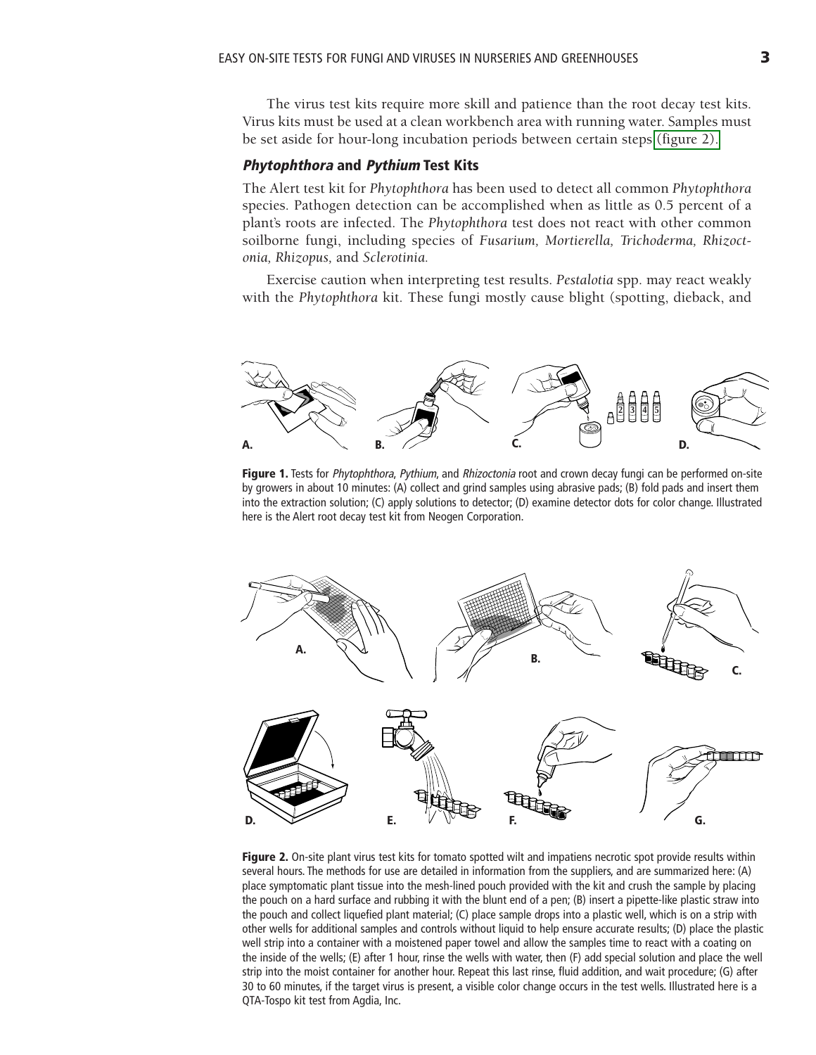The virus test kits require more skill and patience than the root decay test kits. Virus kits must be used at a clean workbench area with running water. Samples must be set aside for hour-long incubation periods between certain steps (figure 2).

### *Phytophthora* and *Pythium* Test Kits

The Alert test kit for *Phytophthora* has been used to detect all common *Phytophthora* species. Pathogen detection can be accomplished when as little as 0.5 percent of a plant's roots are infected. The *Phytophthora* test does not react with other common soilborne fungi, including species of *Fusarium, Mortierella, Trichoderma, Rhizoctonia, Rhizopus,* and *Sclerotinia.*

Exercise caution when interpreting test results. *Pestalotia* spp. may react weakly with the *Phytophthora* kit. These fungi mostly cause blight (spotting, dieback, and

**Figure 1.** Tests for *Phytophthora, Pythium*, and *Rhizoctonia* root and crown decay fungi can be performed on-site by growers in about 10 minutes: (A) collect and grind samples using abrasive pads; (B) fold pads and insert them into the extraction solution; (C) apply solutions to detector; (D) examine detector dots for color change. Illustrated here is the Alert root decay test kit from Neogen Corporation.

**Figure 2.** On-site plant virus test kits for tomato spotted wilt and impatiens necrotic spot provide results within several hours. The methods for use are detailed in information from the suppliers, and are summarized here: (A) place symptomatic plant tissue into the mesh-lined pouch provided with the kit and crush the sample by placing the pouch on a hard surface and rubbing it with the blunt end of a pen; (B) insert a pipette-like plastic straw into the pouch and collect liquefied plant material; (C) place sample drops into a plastic well, which is on a strip with other wells for additional samples and controls without liquid to help ensure accurate results; (D) place the plastic well strip into a container with a moistened paper towel and allow the samples time to react with a coating on the inside of the wells; (E) after 1 hour, rinse the wells with water, then (F) add special solution and place the well strip into the moist container for another hour. Repeat this last rinse, fluid addition, and wait procedure; (G) after 30 to 60 minutes, if the target virus is present, a visible color change occurs in the test wells. Illustrated here is a QTA-Tospo kit test from Agdia, Inc.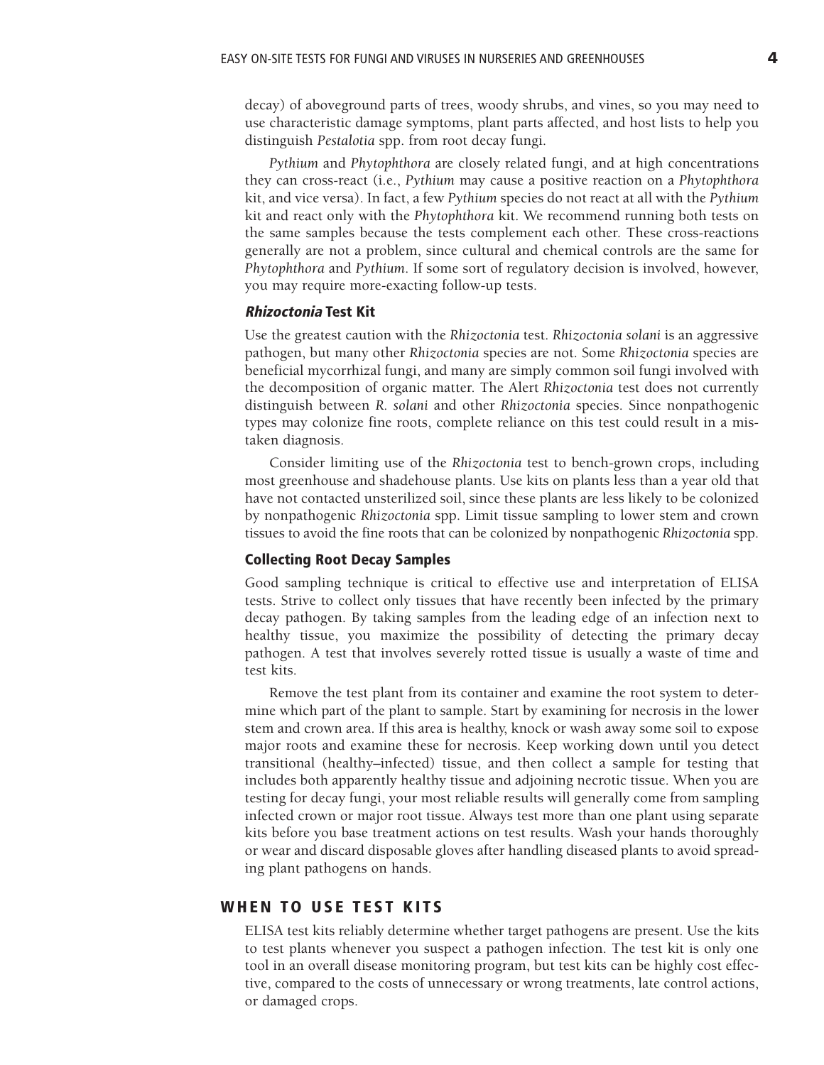decay) of aboveground parts of trees, woody shrubs, and vines, so you may need to use characteristic damage symptoms, plant parts affected, and host lists to help you distinguish *Pestalotia* spp. from root decay fungi.

*Pythium* and *Phytophthora* are closely related fungi, and at high concentrations they can cross-react (i.e., *Pythium* may cause a positive reaction on a *Phytophthora* kit, and vice versa). In fact, a few *Pythium* species do not react at all with the *Pythium* kit and react only with the *Phytophthora* kit. We recommend running both tests on the same samples because the tests complement each other. These cross-reactions generally are not a problem, since cultural and chemical controls are the same for *Phytophthora* and *Pythium*. If some sort of regulatory decision is involved, however, you may require more-exacting follow-up tests.

### *Rhizoctonia* Test Kit

Use the greatest caution with the *Rhizoctonia* test. *Rhizoctonia solani* is an aggressive pathogen, but many other *Rhizoctonia* species are not. Some *Rhizoctonia* species are beneficial mycorrhizal fungi, and many are simply common soil fungi involved with the decomposition of organic matter. The Alert *Rhizoctonia* test does not currently distinguish between *R. solani* and other *Rhizoctonia* species. Since nonpathogenic types may colonize fine roots, complete reliance on this test could result in a mistaken diagnosis.

Consider limiting use of the *Rhizoctonia* test to bench-grown crops, including most greenhouse and shadehouse plants. Use kits on plants less than a year old that have not contacted unsterilized soil, since these plants are less likely to be colonized by nonpathogenic *Rhizoctonia* spp. Limit tissue sampling to lower stem and crown tissues to avoid the fine roots that can be colonized by nonpathogenic *Rhizoctonia* spp.

### Collecting Root Decay Samples

Good sampling technique is critical to effective use and interpretation of ELISA tests. Strive to collect only tissues that have recently been infected by the primary decay pathogen. By taking samples from the leading edge of an infection next to healthy tissue, you maximize the possibility of detecting the primary decay pathogen. A test that involves severely rotted tissue is usually a waste of time and test kits.

Remove the test plant from its container and examine the root system to determine which part of the plant to sample. Start by examining for necrosis in the lower stem and crown area. If this area is healthy, knock or wash away some soil to expose major roots and examine these for necrosis. Keep working down until you detect transitional (healthy–infected) tissue, and then collect a sample for testing that includes both apparently healthy tissue and adjoining necrotic tissue. When you are testing for decay fungi, your most reliable results will generally come from sampling infected crown or major root tissue. Always test more than one plant using separate kits before you base treatment actions on test results. Wash your hands thoroughly or wear and discard disposable gloves after handling diseased plants to avoid spreading plant pathogens on hands.

## WHEN TO USE TEST KITS

ELISA test kits reliably determine whether target pathogens are present. Use the kits to test plants whenever you suspect a pathogen infection. The test kit is only one tool in an overall disease monitoring program, but test kits can be highly cost effective, compared to the costs of unnecessary or wrong treatments, late control actions, or damaged crops.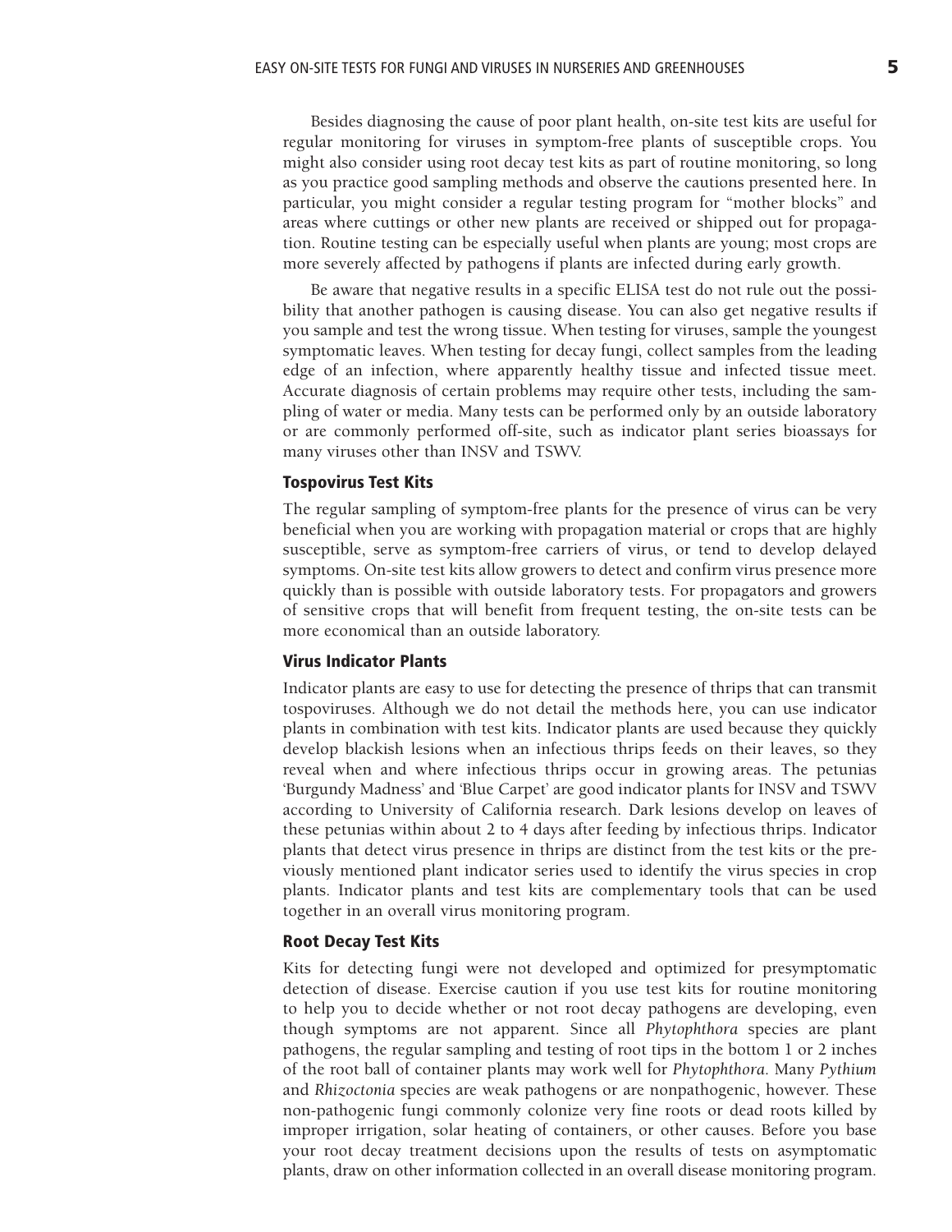Besides diagnosing the cause of poor plant health, on-site test kits are useful for regular monitoring for viruses in symptom-free plants of susceptible crops. You might also consider using root decay test kits as part of routine monitoring, so long as you practice good sampling methods and observe the cautions presented here. In particular, you might consider a regular testing program for "mother blocks" and areas where cuttings or other new plants are received or shipped out for propagation. Routine testing can be especially useful when plants are young; most crops are more severely affected by pathogens if plants are infected during early growth.

Be aware that negative results in a specific ELISA test do not rule out the possibility that another pathogen is causing disease. You can also get negative results if you sample and test the wrong tissue. When testing for viruses, sample the youngest symptomatic leaves. When testing for decay fungi, collect samples from the leading edge of an infection, where apparently healthy tissue and infected tissue meet. Accurate diagnosis of certain problems may require other tests, including the sampling of water or media. Many tests can be performed only by an outside laboratory or are commonly performed off-site, such as indicator plant series bioassays for many viruses other than INSV and TSWV.

### Tospovirus Test Kits

The regular sampling of symptom-free plants for the presence of virus can be very beneficial when you are working with propagation material or crops that are highly susceptible, serve as symptom-free carriers of virus, or tend to develop delayed symptoms. On-site test kits allow growers to detect and confirm virus presence more quickly than is possible with outside laboratory tests. For propagators and growers of sensitive crops that will benefit from frequent testing, the on-site tests can be more economical than an outside laboratory.

### Virus Indicator Plants

Indicator plants are easy to use for detecting the presence of thrips that can transmit tospoviruses. Although we do not detail the methods here, you can use indicator plants in combination with test kits. Indicator plants are used because they quickly develop blackish lesions when an infectious thrips feeds on their leaves, so they reveal when and where infectious thrips occur in growing areas. The petunias 'Burgundy Madness' and 'Blue Carpet' are good indicator plants for INSV and TSWV according to University of California research. Dark lesions develop on leaves of these petunias within about 2 to 4 days after feeding by infectious thrips. Indicator plants that detect virus presence in thrips are distinct from the test kits or the previously mentioned plant indicator series used to identify the virus species in crop plants. Indicator plants and test kits are complementary tools that can be used together in an overall virus monitoring program.

### Root Decay Test Kits

Kits for detecting fungi were not developed and optimized for presymptomatic detection of disease. Exercise caution if you use test kits for routine monitoring to help you to decide whether or not root decay pathogens are developing, even though symptoms are not apparent. Since all *Phytophthora* species are plant pathogens, the regular sampling and testing of root tips in the bottom 1 or 2 inches of the root ball of container plants may work well for *Phytophthora*. Many *Pythium* and *Rhizoctonia* species are weak pathogens or are nonpathogenic, however. These non-pathogenic fungi commonly colonize very fine roots or dead roots killed by improper irrigation, solar heating of containers, or other causes. Before you base your root decay treatment decisions upon the results of tests on asymptomatic plants, draw on other information collected in an overall disease monitoring program.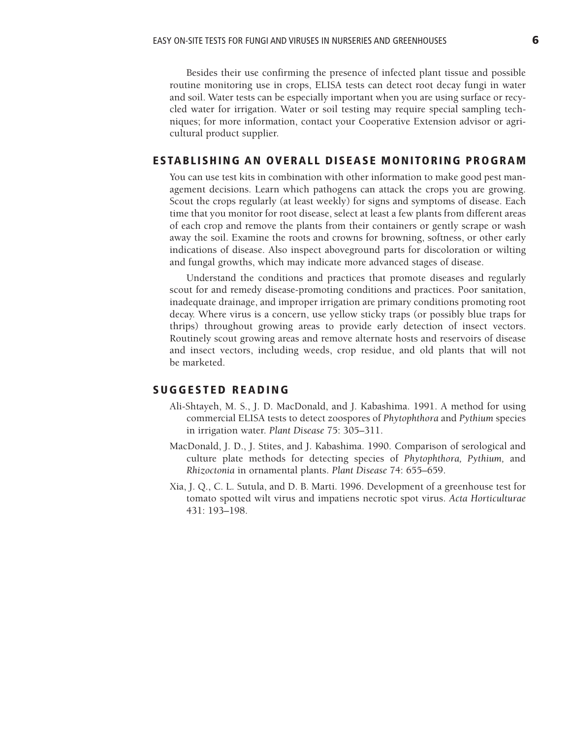Besides their use confirming the presence of infected plant tissue and possible routine monitoring use in crops, ELISA tests can detect root decay fungi in water and soil. Water tests can be especially important when you are using surface or recycled water for irrigation. Water or soil testing may require special sampling techniques; for more information, contact your Cooperative Extension advisor or agricultural product supplier.

## ESTABLISHING AN OVERALL DISEASE MONITORING PROGRAM

You can use test kits in combination with other information to make good pest management decisions. Learn which pathogens can attack the crops you are growing. Scout the crops regularly (at least weekly) for signs and symptoms of disease. Each time that you monitor for root disease, select at least a few plants from different areas of each crop and remove the plants from their containers or gently scrape or wash away the soil. Examine the roots and crowns for browning, softness, or other early indications of disease. Also inspect aboveground parts for discoloration or wilting and fungal growths, which may indicate more advanced stages of disease.

Understand the conditions and practices that promote diseases and regularly scout for and remedy disease-promoting conditions and practices. Poor sanitation, inadequate drainage, and improper irrigation are primary conditions promoting root decay. Where virus is a concern, use yellow sticky traps (or possibly blue traps for thrips) throughout growing areas to provide early detection of insect vectors. Routinely scout growing areas and remove alternate hosts and reservoirs of disease and insect vectors, including weeds, crop residue, and old plants that will not be marketed.

## SUGGESTED READING

Ali-Shtayeh, M. S., J. D. MacDonald, and J. Kabashima. 1991. A method for using commercial ELISA tests to detect zoospores of *Phytophthora* and *Pythium* species in irrigation water. *Plant Disease* 75: 305–311.

MacDonald, J. D., J. Stites, and J. Kabashima. 1990. Comparison of serological and culture plate methods for detecting species of *Phytophthora, Pythium,* and *Rhizoctonia* in ornamental plants. *Plant Disease* 74: 655–659.

Xia, J. Q., C. L. Sutula, and D. B. Marti. 1996. Development of a greenhouse test for tomato spotted wilt virus and impatiens necrotic spot virus. *Acta Horticulturae* 431: 193–198.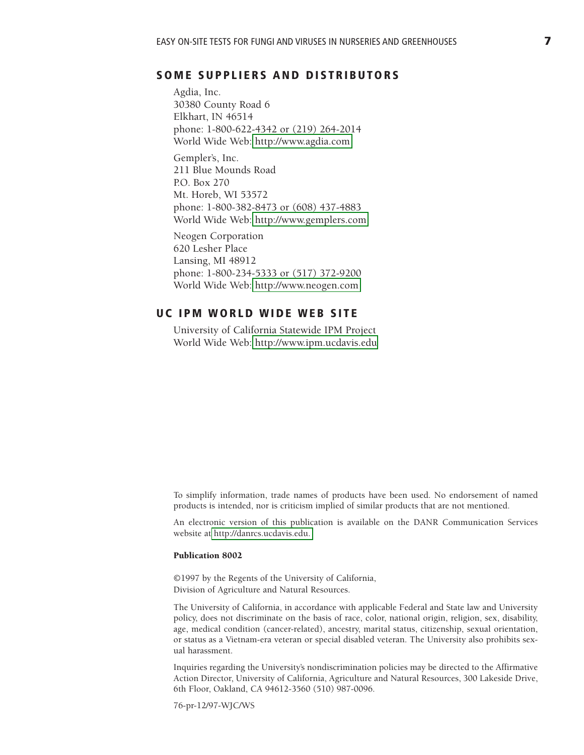## SOME SUPPLIERS AND DISTRIBUTORS

Agdia, Inc.
30380 County Road 6
Elkhart, IN 46514
phone: 1-800-622-4342 or (219) 264-2014
World Wide Web: http://www.agdia.com

Gempler's, Inc.
211 Blue Mounds Road
P.O. Box 270
Mt. Horeb, WI 53572
phone: 1-800-382-8473 or (608) 437-4883
World Wide Web: http://www.gemplers.com

Neogen Corporation
620 Lesher Place
Lansing, MI 48912
phone: 1-800-234-5333 or (517) 372-9200
World Wide Web: http://www.neogen.com

## UC IPM WORLD WIDE WEB SITE

University of California Statewide IPM Project
World Wide Web: http://www.ipm.ucdavis.edu

To simplify information, trade names of products have been used. No endorsement of named products is intended, nor is criticism implied of similar products that are not mentioned.

An electronic version of this publication is available on the DANR Communication Services website at http://danrcs.ucdavis.edu.

**Publication 8002**

©1997 by the Regents of the University of California,
Division of Agriculture and Natural Resources.

The University of California, in accordance with applicable Federal and State law and University policy, does not discriminate on the basis of race, color, national origin, religion, sex, disability, age, medical condition (cancer-related), ancestry, marital status, citizenship, sexual orientation, or status as a Vietnam-era veteran or special disabled veteran. The University also prohibits sexual harassment.

Inquiries regarding the University's nondiscrimination policies may be directed to the Affirmative Action Director, University of California, Agriculture and Natural Resources, 300 Lakeside Drive, 6th Floor, Oakland, CA 94612-3560 (510) 987-0096.

76-pr-12/97-WJC/WS